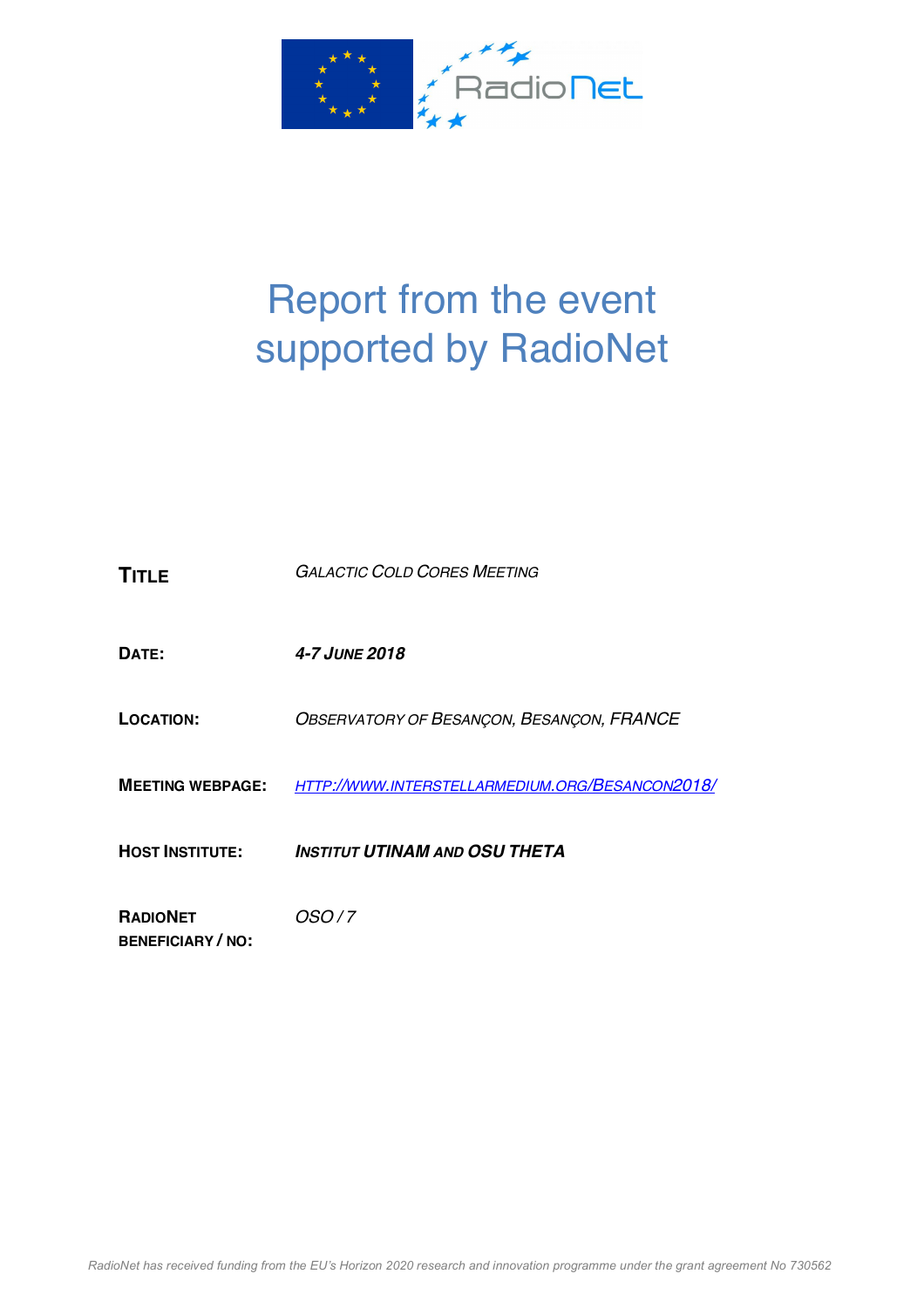# Report from the event supported by RadioNet

| | |
|---|---|
| **TITLE** | *GALACTIC COLD CORES MEETING* |
| **DATE:** | ***4-7 JUNE 2018*** |
| **LOCATION:** | *OBSERVATORY OF BESANÇON, BESANÇON, FRANCE* |
| **MEETING WEBPAGE:** | *HTTP://WWW.INTERSTELLARMEDIUM.ORG/BESANCON2018/* |
| **HOST INSTITUTE:** | ***INSTITUT UTINAM AND OSU THETA*** |
| **RADIONET BENEFICIARY / NO:** | *OSO / 7* |

*RadioNet has received funding from the EU's Horizon 2020 research and innovation programme under the grant agreement No 730562*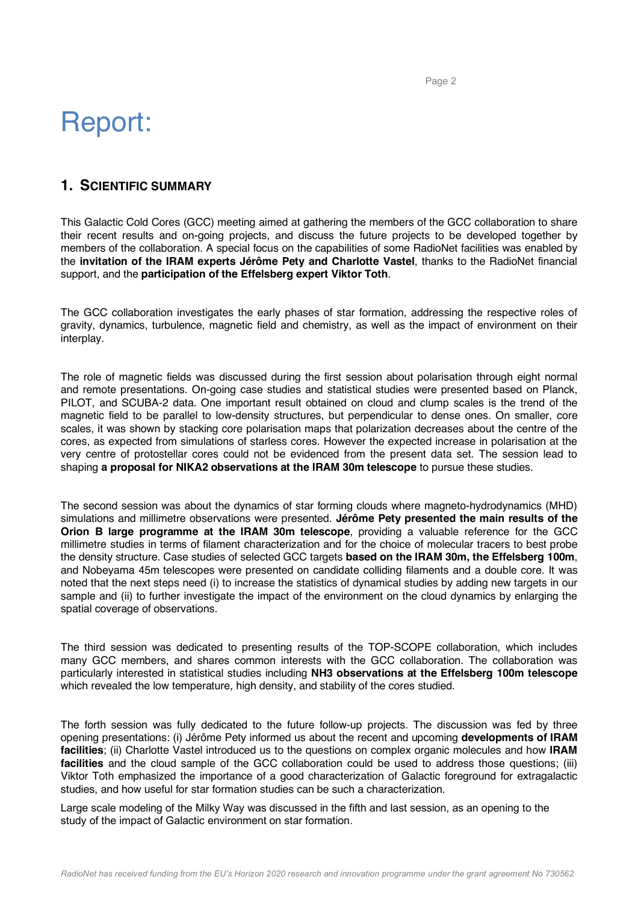# Report:

## 1. Scientific summary

This Galactic Cold Cores (GCC) meeting aimed at gathering the members of the GCC collaboration to share their recent results and on-going projects, and discuss the future projects to be developed together by members of the collaboration. A special focus on the capabilities of some RadioNet facilities was enabled by the **invitation of the IRAM experts Jérôme Pety and Charlotte Vastel**, thanks to the RadioNet financial support, and the **participation of the Effelsberg expert Viktor Toth**.

The GCC collaboration investigates the early phases of star formation, addressing the respective roles of gravity, dynamics, turbulence, magnetic field and chemistry, as well as the impact of environment on their interplay.

The role of magnetic fields was discussed during the first session about polarisation through eight normal and remote presentations. On-going case studies and statistical studies were presented based on Planck, PILOT, and SCUBA-2 data. One important result obtained on cloud and clump scales is the trend of the magnetic field to be parallel to low-density structures, but perpendicular to dense ones. On smaller, core scales, it was shown by stacking core polarisation maps that polarization decreases about the centre of the cores, as expected from simulations of starless cores. However the expected increase in polarisation at the very centre of protostellar cores could not be evidenced from the present data set. The session lead to shaping **a proposal for NIKA2 observations at the IRAM 30m telescope** to pursue these studies.

The second session was about the dynamics of star forming clouds where magneto-hydrodynamics (MHD) simulations and millimetre observations were presented. **Jérôme Pety presented the main results of the Orion B large programme at the IRAM 30m telescope**, providing a valuable reference for the GCC millimetre studies in terms of filament characterization and for the choice of molecular tracers to best probe the density structure. Case studies of selected GCC targets **based on the IRAM 30m, the Effelsberg 100m**, and Nobeyama 45m telescopes were presented on candidate colliding filaments and a double core. It was noted that the next steps need (i) to increase the statistics of dynamical studies by adding new targets in our sample and (ii) to further investigate the impact of the environment on the cloud dynamics by enlarging the spatial coverage of observations.

The third session was dedicated to presenting results of the TOP-SCOPE collaboration, which includes many GCC members, and shares common interests with the GCC collaboration. The collaboration was particularly interested in statistical studies including **NH3 observations at the Effelsberg 100m telescope** which revealed the low temperature, high density, and stability of the cores studied.

The forth session was fully dedicated to the future follow-up projects. The discussion was fed by three opening presentations: (i) Jérôme Pety informed us about the recent and upcoming **developments of IRAM facilities**; (ii) Charlotte Vastel introduced us to the questions on complex organic molecules and how **IRAM facilities** and the cloud sample of the GCC collaboration could be used to address those questions; (iii) Viktor Toth emphasized the importance of a good characterization of Galactic foreground for extragalactic studies, and how useful for star formation studies can be such a characterization.

Large scale modeling of the Milky Way was discussed in the fifth and last session, as an opening to the study of the impact of Galactic environment on star formation.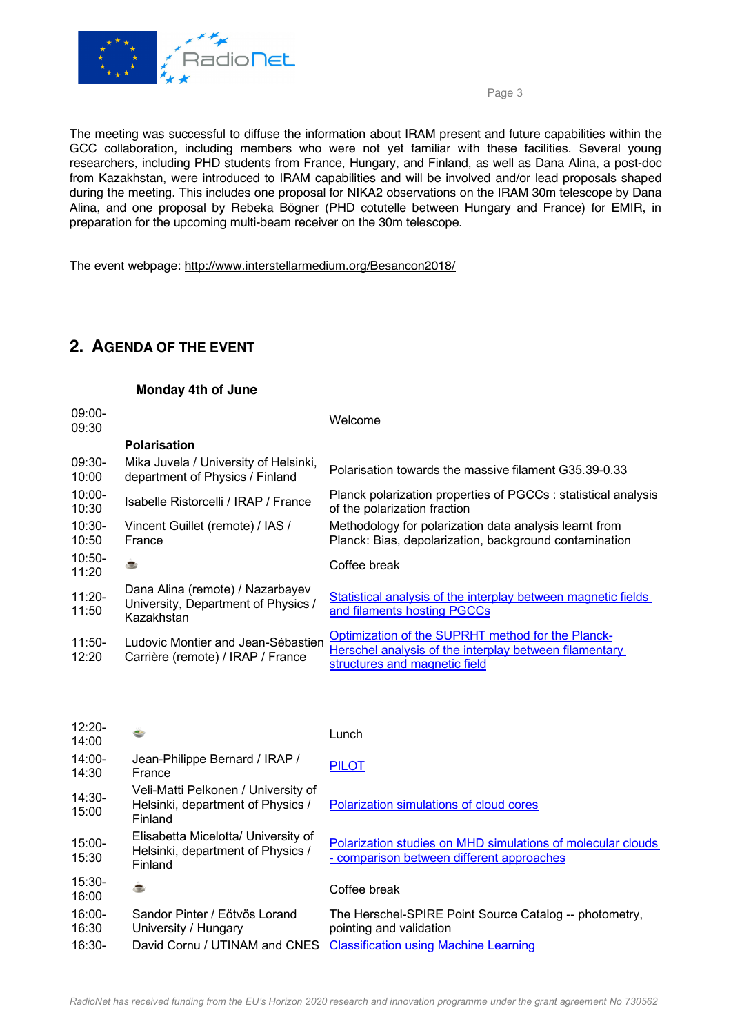The meeting was successful to diffuse the information about IRAM present and future capabilities within the GCC collaboration, including members who were not yet familiar with these facilities. Several young researchers, including PHD students from France, Hungary, and Finland, as well as Dana Alina, a post-doc from Kazakhstan, were introduced to IRAM capabilities and will be involved and/or lead proposals shaped during the meeting. This includes one proposal for NIKA2 observations on the IRAM 30m telescope by Dana Alina, and one proposal by Rebeka Bögner (PHD cotutelle between Hungary and France) for EMIR, in preparation for the upcoming multi-beam receiver on the 30m telescope.

The event webpage: http://www.interstellarmedium.org/Besancon2018/

## 2. Agenda of the Event

**Monday 4th of June**

| | | |
|---|---|---|
| 09:00-09:30 | | Welcome |
| | **Polarisation** | |
| 09:30-10:00 | Mika Juvela / University of Helsinki, department of Physics / Finland | Polarisation towards the massive filament G35.39-0.33 |
| 10:00-10:30 | Isabelle Ristorcelli / IRAP / France | Planck polarization properties of PGCCs : statistical analysis of the polarization fraction |
| 10:30-10:50 | Vincent Guillet (remote) / IAS / France | Methodology for polarization data analysis learnt from Planck: Bias, depolarization, background contamination |
| 10:50-11:20 | ☕ | Coffee break |
| 11:20-11:50 | Dana Alina (remote) / Nazarbayev University, Department of Physics / Kazakhstan | Statistical analysis of the interplay between magnetic fields and filaments hosting PGCCs |
| 11:50-12:20 | Ludovic Montier and Jean-Sébastien Carrière (remote) / IRAP / France | Optimization of the SUPRHT method for the Planck-Herschel analysis of the interplay between filamentary structures and magnetic field |
| 12:20-14:00 | | Lunch |
| 14:00-14:30 | Jean-Philippe Bernard / IRAP / France | PILOT |
| 14:30-15:00 | Veli-Matti Pelkonen / University of Helsinki, department of Physics / Finland | Polarization simulations of cloud cores |
| 15:00-15:30 | Elisabetta Micelotta/ University of Helsinki, department of Physics / Finland | Polarization studies on MHD simulations of molecular clouds - comparison between different approaches |
| 15:30-16:00 | ☕ | Coffee break |
| 16:00-16:30 | Sandor Pinter / Eötvös Lorand University / Hungary | The Herschel-SPIRE Point Source Catalog -- photometry, pointing and validation |
| 16:30- | David Cornu / UTINAM and CNES | Classification using Machine Learning |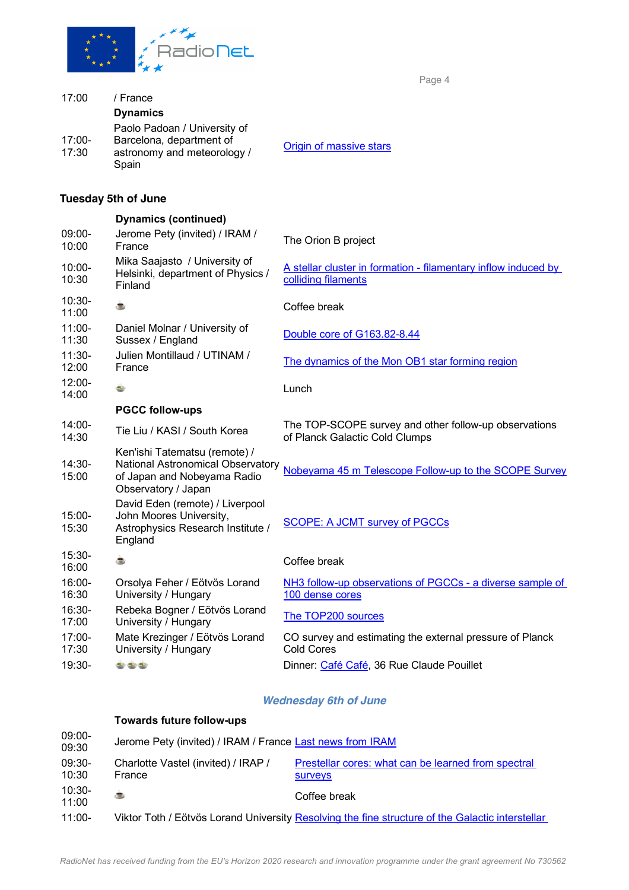| | | |
|---|---|---|
| 17:00 | / France | |
| | **Dynamics** | |
| 17:00-17:30 | Paolo Padoan / University of Barcelona, department of astronomy and meteorology / Spain | Origin of massive stars |

**Tuesday 5th of June**

| | | |
|---|---|---|
| | **Dynamics (continued)** | |
| 09:00-10:00 | Jerome Pety (invited) / IRAM / France | The Orion B project |
| 10:00-10:30 | Mika Saajasto / University of Helsinki, department of Physics / Finland | A stellar cluster in formation - filamentary inflow induced by colliding filaments |
| 10:30-11:00 | ☕ | Coffee break |
| 11:00-11:30 | Daniel Molnar / University of Sussex / England | Double core of G163.82-8.44 |
| 11:30-12:00 | Julien Montillaud / UTINAM / France | The dynamics of the Mon OB1 star forming region |
| 12:00-14:00 | | Lunch |
| | **PGCC follow-ups** | |
| 14:00-14:30 | Tie Liu / KASI / South Korea | The TOP-SCOPE survey and other follow-up observations of Planck Galactic Cold Clumps |
| 14:30-15:00 | Ken'ishi Tatematsu (remote) / National Astronomical Observatory of Japan and Nobeyama Radio Observatory / Japan | Nobeyama 45 m Telescope Follow-up to the SCOPE Survey |
| 15:00-15:30 | David Eden (remote) / Liverpool John Moores University, Astrophysics Research Institute / England | SCOPE: A JCMT survey of PGCCs |
| 15:30-16:00 | ☕ | Coffee break |
| 16:00-16:30 | Orsolya Feher / Eötvös Lorand University / Hungary | NH3 follow-up observations of PGCCs - a diverse sample of 100 dense cores |
| 16:30-17:00 | Rebeka Bogner / Eötvös Lorand University / Hungary | The TOP200 sources |
| 17:00-17:30 | Mate Krezinger / Eötvös Lorand University / Hungary | CO survey and estimating the external pressure of Planck Cold Cores |
| 19:30- | | Dinner: Café Café, 36 Rue Claude Pouillet |

## *Wednesday 6th of June*

| | | |
|---|---|---|
| | **Towards future follow-ups** | |
| 09:00-09:30 | Jerome Pety (invited) / IRAM / France | Last news from IRAM |
| 09:30-10:30 | Charlotte Vastel (invited) / IRAP / France | Prestellar cores: what can be learned from spectral surveys |
| 10:30-11:00 | ☕ | Coffee break |
| 11:00- | Viktor Toth / Eötvös Lorand University | Resolving the fine structure of the Galactic interstellar |

*RadioNet has received funding from the EU's Horizon 2020 research and innovation programme under the grant agreement No 730562*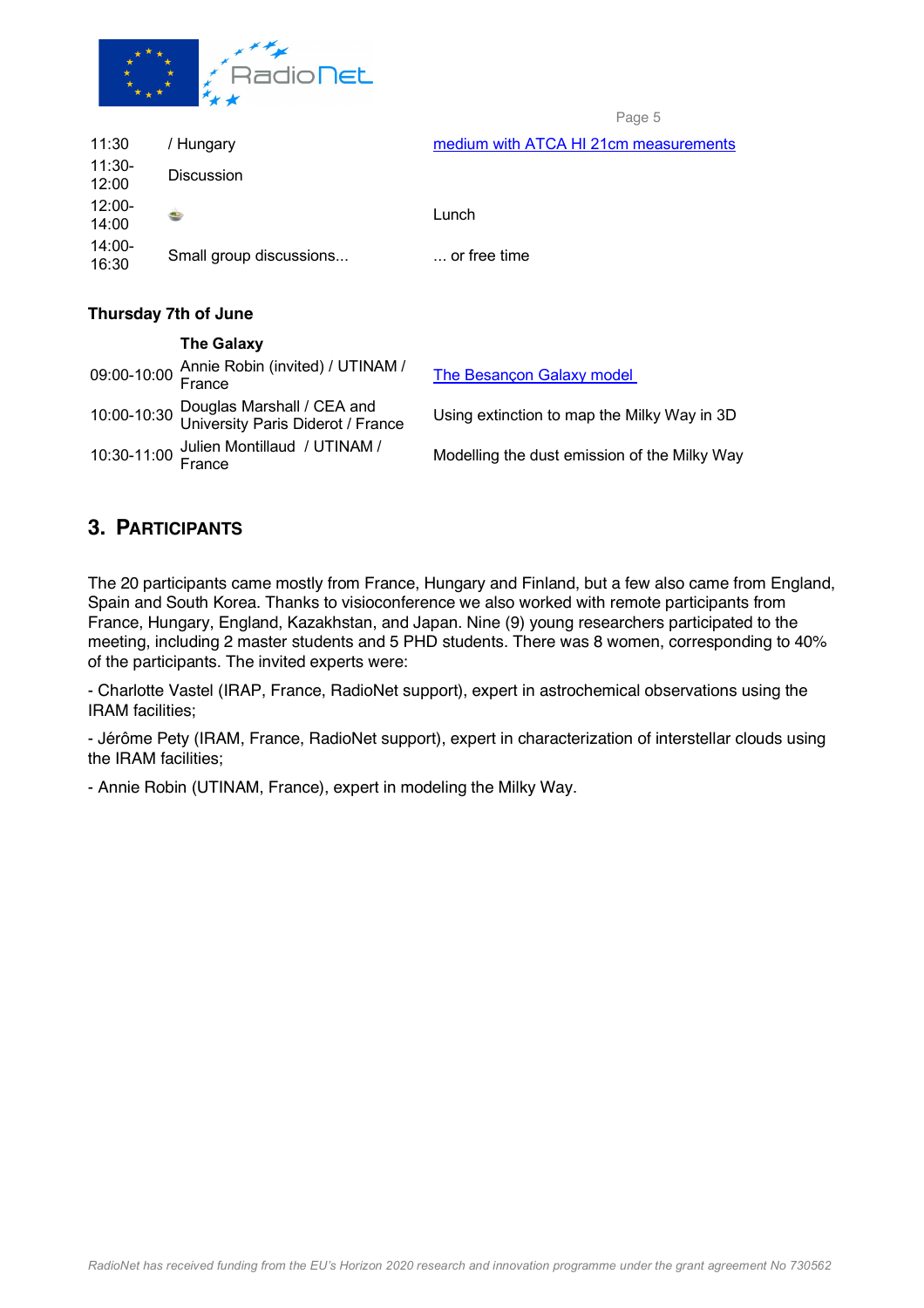| | | |
|---|---|---|
| 11:30 | / Hungary | medium with ATCA HI 21cm measurements |
| 11:30-12:00 | Discussion | |
| 12:00-14:00 | | Lunch |
| 14:00-16:30 | Small group discussions... | ... or free time |

**Thursday 7th of June**

| | **The Galaxy** | |
|---|---|---|
| 09:00-10:00 | Annie Robin (invited) / UTINAM / France | The Besançon Galaxy model |
| 10:00-10:30 | Douglas Marshall / CEA and University Paris Diderot / France | Using extinction to map the Milky Way in 3D |
| 10:30-11:00 | Julien Montillaud / UTINAM / France | Modelling the dust emission of the Milky Way |

## 3. PARTICIPANTS

The 20 participants came mostly from France, Hungary and Finland, but a few also came from England, Spain and South Korea. Thanks to visioconference we also worked with remote participants from France, Hungary, England, Kazakhstan, and Japan. Nine (9) young researchers participated to the meeting, including 2 master students and 5 PHD students. There was 8 women, corresponding to 40% of the participants. The invited experts were:

- Charlotte Vastel (IRAP, France, RadioNet support), expert in astrochemical observations using the IRAM facilities;

- Jérôme Pety (IRAM, France, RadioNet support), expert in characterization of interstellar clouds using the IRAM facilities;

- Annie Robin (UTINAM, France), expert in modeling the Milky Way.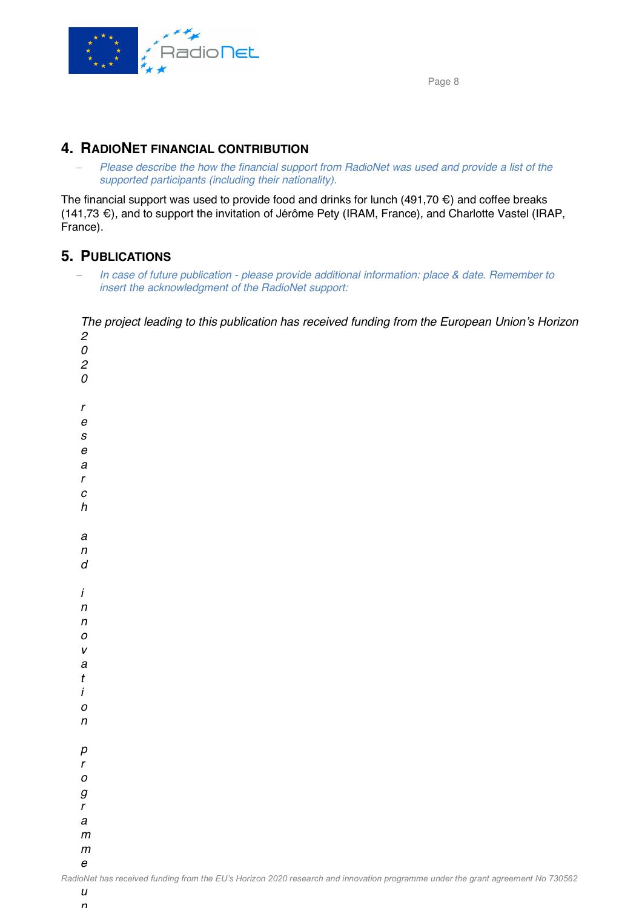## 4. RadioNet financial contribution

– *Please describe the how the financial support from RadioNet was used and provide a list of the supported participants (including their nationality).*

The financial support was used to provide food and drinks for lunch (491,70 €) and coffee breaks (141,73 €), and to support the invitation of Jérôme Pety (IRAM, France), and Charlotte Vastel (IRAP, France).

## 5. Publications

– *In case of future publication - please provide additional information: place & date. Remember to insert the acknowledgment of the RadioNet support:*

*The project leading to this publication has received funding from the European Union's Horizon 2020 research and innovation programme un*